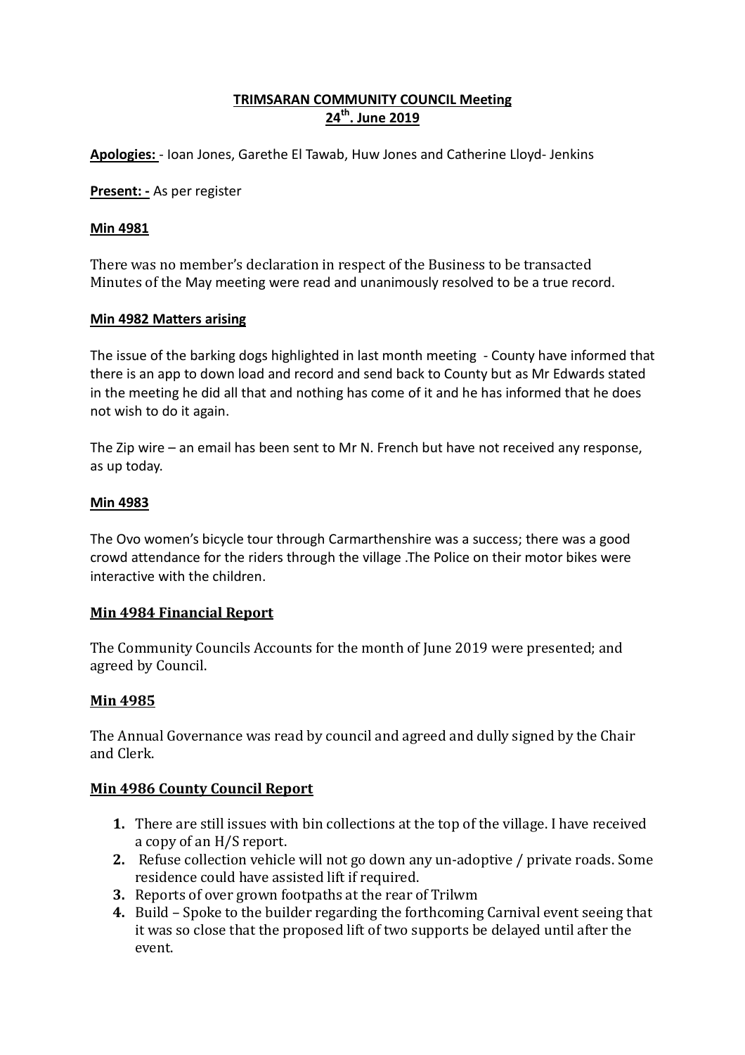**TRIMSARAN COMMUNITY COUNCIL Meeting**
**24th. June 2019**

**Apologies:** - Ioan Jones, Garethe El Tawab, Huw Jones and Catherine Lloyd- Jenkins

**Present: -** As per register

**Min 4981**

There was no member's declaration in respect of the Business to be transacted
Minutes of the May meeting were read and unanimously resolved to be a true record.

**Min 4982 Matters arising**

The issue of the barking dogs highlighted in last month meeting - County have informed that there is an app to down load and record and send back to County but as Mr Edwards stated in the meeting he did all that and nothing has come of it and he has informed that he does not wish to do it again.

The Zip wire – an email has been sent to Mr N. French but have not received any response, as up today.

**Min 4983**

The Ovo women's bicycle tour through Carmarthenshire was a success; there was a good crowd attendance for the riders through the village .The Police on their motor bikes were interactive with the children.

**Min 4984 Financial Report**

The Community Councils Accounts for the month of June 2019 were presented; and agreed by Council.

**Min 4985**

The Annual Governance was read by council and agreed and dully signed by the Chair and Clerk.

**Min 4986 County Council Report**

1. There are still issues with bin collections at the top of the village. I have received a copy of an H/S report.
2. Refuse collection vehicle will not go down any un-adoptive / private roads. Some residence could have assisted lift if required.
3. Reports of over grown footpaths at the rear of Trilwm
4. Build – Spoke to the builder regarding the forthcoming Carnival event seeing that it was so close that the proposed lift of two supports be delayed until after the event.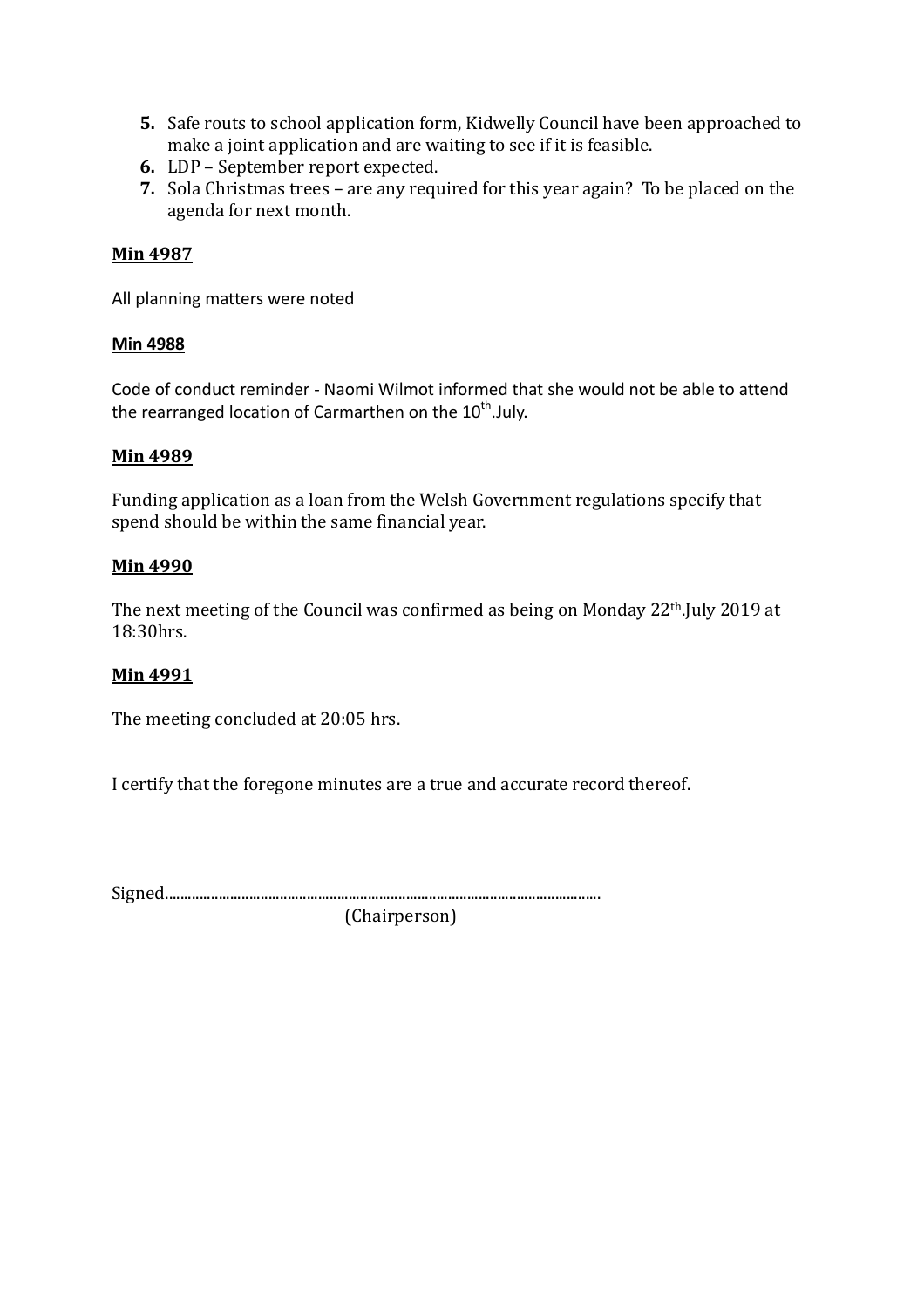5. Safe routs to school application form, Kidwelly Council have been approached to make a joint application and are waiting to see if it is feasible.
6. LDP – September report expected.
7. Sola Christmas trees – are any required for this year again? To be placed on the agenda for next month.

**Min 4987**

All planning matters were noted

**Min 4988**

Code of conduct reminder - Naomi Wilmot informed that she would not be able to attend the rearranged location of Carmarthen on the 10th.July.

**Min 4989**

Funding application as a loan from the Welsh Government regulations specify that spend should be within the same financial year.

**Min 4990**

The next meeting of the Council was confirmed as being on Monday 22th.July 2019 at 18:30hrs.

**Min 4991**

The meeting concluded at 20:05 hrs.

I certify that the foregone minutes are a true and accurate record thereof.

Signed..................................................................................................................

(Chairperson)